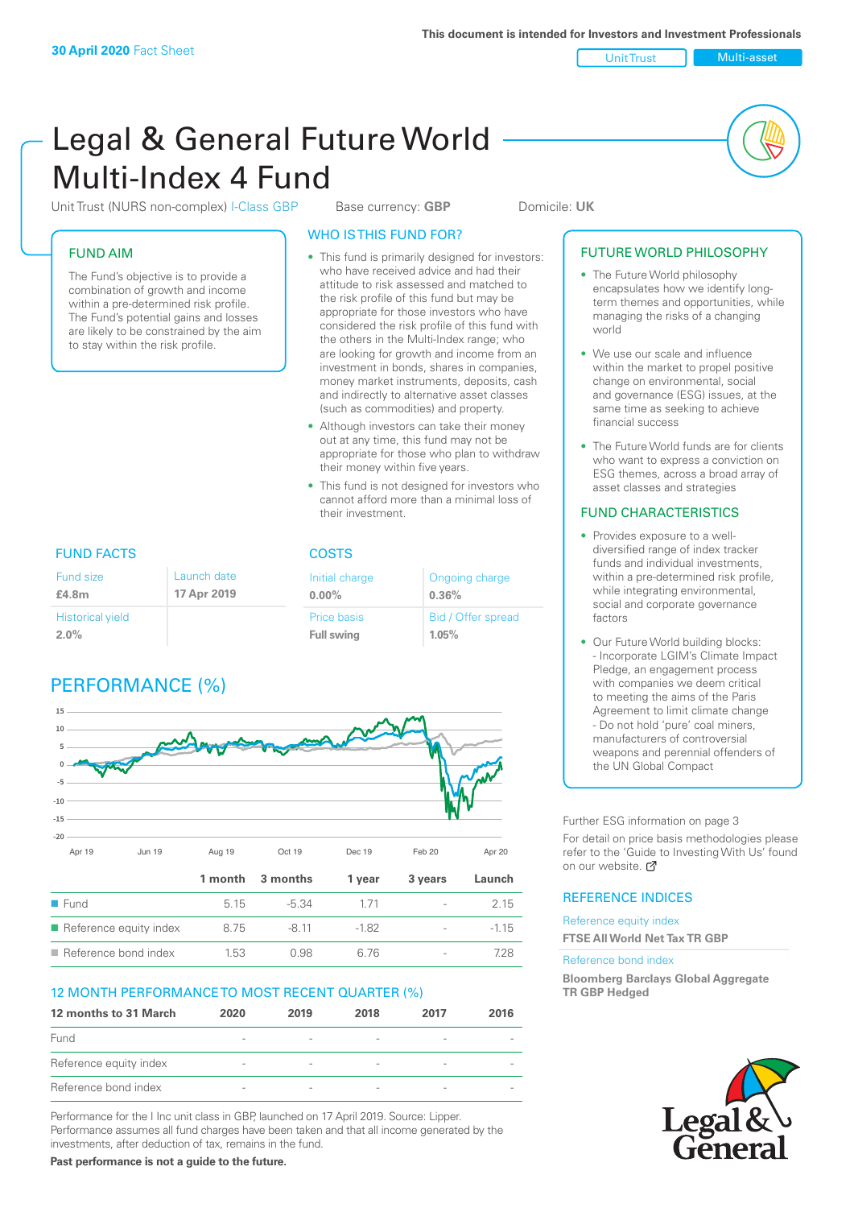30 April 2020 Fact Sheet

This document is intended for Investors and Investment Professionals

Unit Trust | Multi-asset

# Legal & General Future World Multi-Index 4 Fund

Unit Trust (NURS non-complex) I-Class GBP | Base currency: **GBP** | Domicile: **UK**

## FUND AIM

The Fund's objective is to provide a combination of growth and income within a pre-determined risk profile. The Fund's potential gains and losses are likely to be constrained by the aim to stay within the risk profile.

## WHO IS THIS FUND FOR?

- This fund is primarily designed for investors: who have received advice and had their attitude to risk assessed and matched to the risk profile of this fund but may be appropriate for those investors who have considered the risk profile of this fund with the others in the Multi-Index range; who are looking for growth and income from an investment in bonds, shares in companies, money market instruments, deposits, cash and indirectly to alternative asset classes (such as commodities) and property.
- Although investors can take their money out at any time, this fund may not be appropriate for those who plan to withdraw their money within five years.
- This fund is not designed for investors who cannot afford more than a minimal loss of their investment.

## FUTURE WORLD PHILOSOPHY

- The Future World philosophy encapsulates how we identify long-term themes and opportunities, while managing the risks of a changing world
- We use our scale and influence within the market to propel positive change on environmental, social and governance (ESG) issues, at the same time as seeking to achieve financial success
- The Future World funds are for clients who want to express a conviction on ESG themes, across a broad array of asset classes and strategies

## FUND CHARACTERISTICS

- Provides exposure to a well-diversified range of index tracker funds and individual investments, within a pre-determined risk profile, while integrating environmental, social and corporate governance factors
- Our Future World building blocks:
 - Incorporate LGIM's Climate Impact Pledge, an engagement process with companies we deem critical to meeting the aims of the Paris Agreement to limit climate change
 - Do not hold 'pure' coal miners, manufacturers of controversial weapons and perennial offenders of the UN Global Compact

## FUND FACTS

| Fund size | Launch date |
|---|---|
| **£4.8m** | **17 Apr 2019** |
| Historical yield | |
| **2.0%** | |

## COSTS

| Initial charge | Ongoing charge |
|---|---|
| **0.00%** | **0.36%** |
| Price basis | Bid / Offer spread |
| **Full swing** | **1.05%** |

## PERFORMANCE (%)

| | 1 month | 3 months | 1 year | 3 years | Launch |
|---|---|---|---|---|---|
| Fund | 5.15 | -5.34 | 1.71 | - | 2.15 |
| Reference equity index | 8.75 | -8.11 | -1.82 | - | -1.15 |
| Reference bond index | 1.53 | 0.98 | 6.76 | - | 7.28 |

## 12 MONTH PERFORMANCE TO MOST RECENT QUARTER (%)

| 12 months to 31 March | 2020 | 2019 | 2018 | 2017 | 2016 |
|---|---|---|---|---|---|
| Fund | - | - | - | - | - |
| Reference equity index | - | - | - | - | - |
| Reference bond index | - | - | - | - | - |

Performance for the I Inc unit class in GBP, launched on 17 April 2019. Source: Lipper. Performance assumes all fund charges have been taken and that all income generated by the investments, after deduction of tax, remains in the fund.

**Past performance is not a guide to the future.**

Further ESG information on page 3

For detail on price basis methodologies please refer to the 'Guide to Investing With Us' found on our website.

## REFERENCE INDICES

Reference equity index
**FTSE All World Net Tax TR GBP**

Reference bond index
**Bloomberg Barclays Global Aggregate TR GBP Hedged**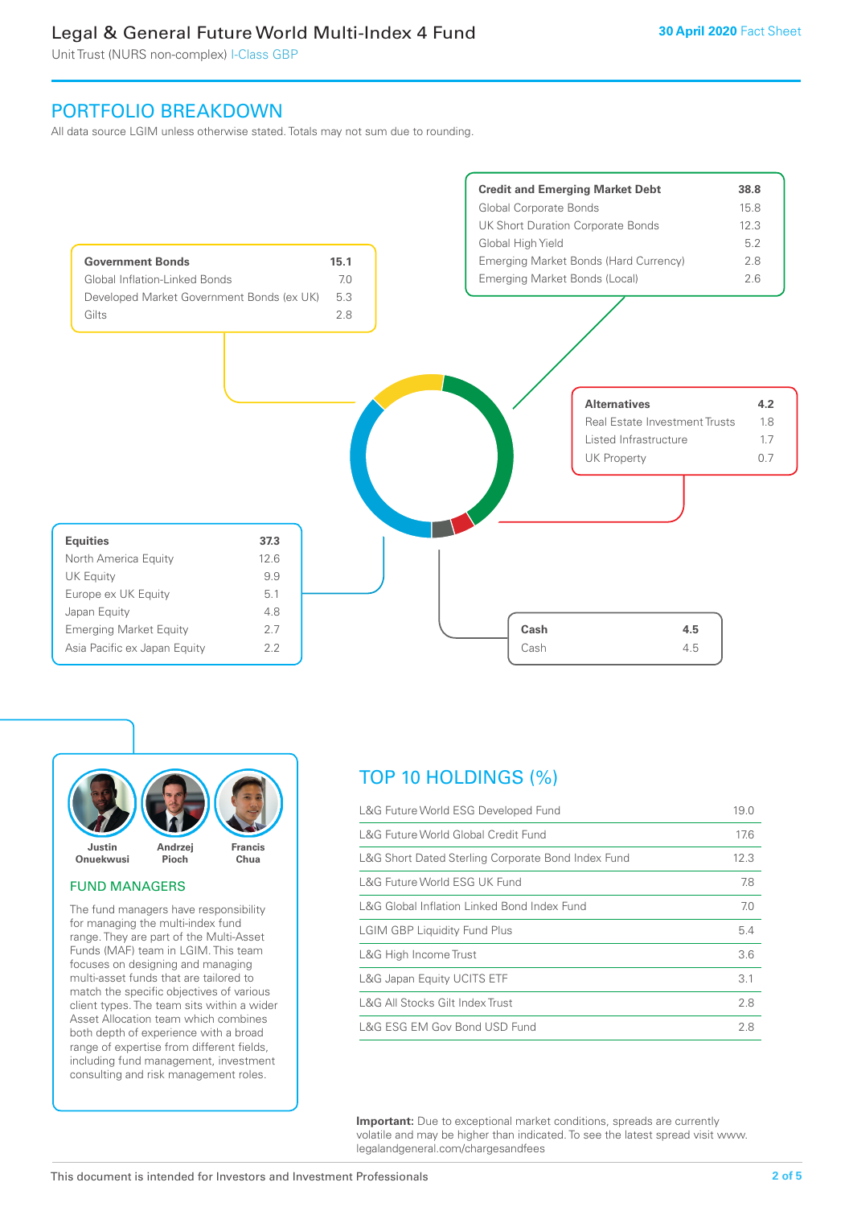# Legal & General Future World Multi-Index 4 Fund

Unit Trust (NURS non-complex) I-Class GBP

30 April 2020 Fact Sheet

## PORTFOLIO BREAKDOWN

All data source LGIM unless otherwise stated. Totals may not sum due to rounding.

| **Government Bonds** | **15.1** |
|---|---|
| Global Inflation-Linked Bonds | 7.0 |
| Developed Market Government Bonds (ex UK) | 5.3 |
| Gilts | 2.8 |

| **Credit and Emerging Market Debt** | **38.8** |
|---|---|
| Global Corporate Bonds | 15.8 |
| UK Short Duration Corporate Bonds | 12.3 |
| Global High Yield | 5.2 |
| Emerging Market Bonds (Hard Currency) | 2.8 |
| Emerging Market Bonds (Local) | 2.6 |

| **Alternatives** | **4.2** |
|---|---|
| Real Estate Investment Trusts | 1.8 |
| Listed Infrastructure | 1.7 |
| UK Property | 0.7 |

| **Equities** | **37.3** |
|---|---|
| North America Equity | 12.6 |
| UK Equity | 9.9 |
| Europe ex UK Equity | 5.1 |
| Japan Equity | 4.8 |
| Emerging Market Equity | 2.7 |
| Asia Pacific ex Japan Equity | 2.2 |

| **Cash** | **4.5** |
|---|---|
| Cash | 4.5 |

Justin Onuekwusi, Andrzej Pioch, Francis Chua

## FUND MANAGERS

The fund managers have responsibility for managing the multi-index fund range. They are part of the Multi-Asset Funds (MAF) team in LGIM. This team focuses on designing and managing multi-asset funds that are tailored to match the specific objectives of various client types. The team sits within a wider Asset Allocation team which combines both depth of experience with a broad range of expertise from different fields, including fund management, investment consulting and risk management roles.

## TOP 10 HOLDINGS (%)

| Holding | % |
|---|---|
| L&G Future World ESG Developed Fund | 19.0 |
| L&G Future World Global Credit Fund | 17.6 |
| L&G Short Dated Sterling Corporate Bond Index Fund | 12.3 |
| L&G Future World ESG UK Fund | 7.8 |
| L&G Global Inflation Linked Bond Index Fund | 7.0 |
| LGIM GBP Liquidity Fund Plus | 5.4 |
| L&G High Income Trust | 3.6 |
| L&G Japan Equity UCITS ETF | 3.1 |
| L&G All Stocks Gilt Index Trust | 2.8 |
| L&G ESG EM Gov Bond USD Fund | 2.8 |

**Important:** Due to exceptional market conditions, spreads are currently volatile and may be higher than indicated. To see the latest spread visit www.legalandgeneral.com/chargesandfees

This document is intended for Investors and Investment Professionals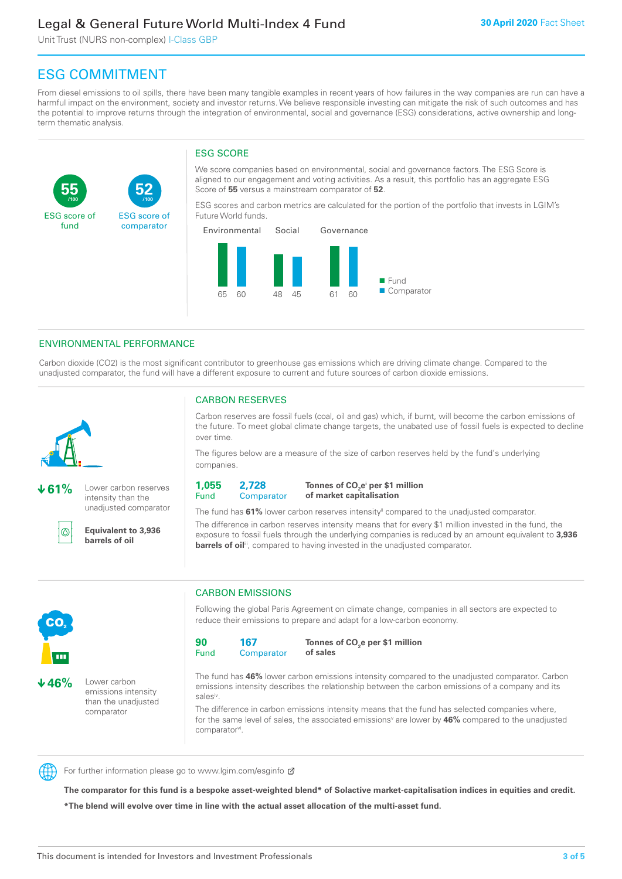# ESG COMMITMENT

From diesel emissions to oil spills, there have been many tangible examples in recent years of how failures in the way companies are run can have a harmful impact on the environment, society and investor returns. We believe responsible investing can mitigate the risk of such outcomes and has the potential to improve returns through the integration of environmental, social and governance (ESG) considerations, active ownership and long-term thematic analysis.

**55** /100 ESG score of fund

**52** /100 ESG score of comparator

## ESG SCORE

We score companies based on environmental, social and governance factors. The ESG Score is aligned to our engagement and voting activities. As a result, this portfolio has an aggregate ESG Score of **55** versus a mainstream comparator of **52**.

ESG scores and carbon metrics are calculated for the portion of the portfolio that invests in LGIM's Future World funds.

| | Environmental | Social | Governance |
|---|---|---|---|
| Fund | 65 | 48 | 61 |
| Comparator | 60 | 45 | 60 |

## ENVIRONMENTAL PERFORMANCE

Carbon dioxide (CO2) is the most significant contributor to greenhouse gas emissions which are driving climate change. Compared to the unadjusted comparator, the fund will have a different exposure to current and future sources of carbon dioxide emissions.

**↓61%** Lower carbon reserves intensity than the unadjusted comparator

**Equivalent to 3,936 barrels of oil**

### CARBON RESERVES

Carbon reserves are fossil fuels (coal, oil and gas) which, if burnt, will become the carbon emissions of the future. To meet global climate change targets, the unabated use of fossil fuels is expected to decline over time.

The figures below are a measure of the size of carbon reserves held by the fund's underlying companies.

**1,055** Fund | **2,728** Comparator | **Tonnes of $CO_2e$[i] per $1 million of market capitalisation**

The fund has **61%** lower carbon reserves intensity[ii] compared to the unadjusted comparator.

The difference in carbon reserves intensity means that for every $1 million invested in the fund, the exposure to fossil fuels through the underlying companies is reduced by an amount equivalent to **3,936 barrels of oil**[iii], compared to having invested in the unadjusted comparator.

**↓46%** Lower carbon emissions intensity than the unadjusted comparator

### CARBON EMISSIONS

Following the global Paris Agreement on climate change, companies in all sectors are expected to reduce their emissions to prepare and adapt for a low-carbon economy.

**90** Fund | **167** Comparator | **Tonnes of $CO_2e$ per $1 million of sales**

The fund has **46%** lower carbon emissions intensity compared to the unadjusted comparator. Carbon emissions intensity describes the relationship between the carbon emissions of a company and its sales[iv].

The difference in carbon emissions intensity means that the fund has selected companies where, for the same level of sales, the associated emissions[v] are lower by **46%** compared to the unadjusted comparator[vi].

For further information please go to www.lgim.com/esginfo

**The comparator for this fund is a bespoke asset-weighted blend* of Solactive market-capitalisation indices in equities and credit.**

***The blend will evolve over time in line with the actual asset allocation of the multi-asset fund.**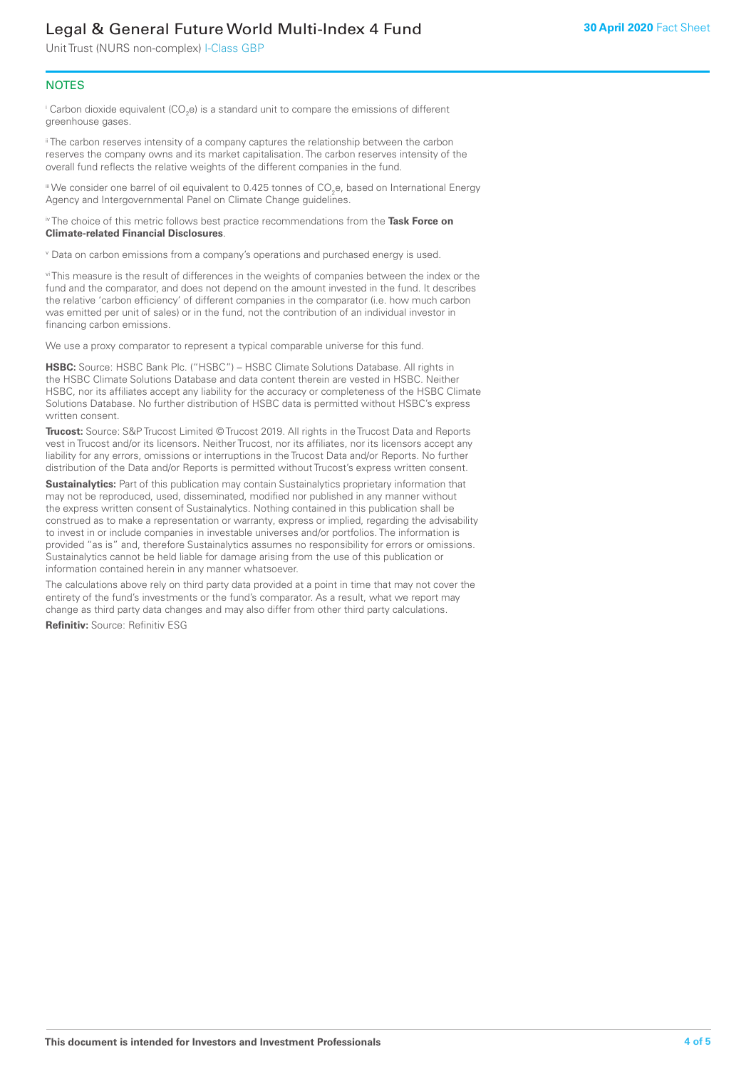## NOTES

[i] Carbon dioxide equivalent ($CO_2e$) is a standard unit to compare the emissions of different greenhouse gases.

[ii] The carbon reserves intensity of a company captures the relationship between the carbon reserves the company owns and its market capitalisation. The carbon reserves intensity of the overall fund reflects the relative weights of the different companies in the fund.

[iii] We consider one barrel of oil equivalent to 0.425 tonnes of $CO_2e$, based on International Energy Agency and Intergovernmental Panel on Climate Change guidelines.

[iv] The choice of this metric follows best practice recommendations from the **Task Force on Climate-related Financial Disclosures**.

[v] Data on carbon emissions from a company's operations and purchased energy is used.

[vi] This measure is the result of differences in the weights of companies between the index or the fund and the comparator, and does not depend on the amount invested in the fund. It describes the relative 'carbon efficiency' of different companies in the comparator (i.e. how much carbon was emitted per unit of sales) or in the fund, not the contribution of an individual investor in financing carbon emissions.

We use a proxy comparator to represent a typical comparable universe for this fund.

**HSBC:** Source: HSBC Bank Plc. ("HSBC") – HSBC Climate Solutions Database. All rights in the HSBC Climate Solutions Database and data content therein are vested in HSBC. Neither HSBC, nor its affiliates accept any liability for the accuracy or completeness of the HSBC Climate Solutions Database. No further distribution of HSBC data is permitted without HSBC's express written consent.

**Trucost:** Source: S&P Trucost Limited © Trucost 2019. All rights in the Trucost Data and Reports vest in Trucost and/or its licensors. Neither Trucost, nor its affiliates, nor its licensors accept any liability for any errors, omissions or interruptions in the Trucost Data and/or Reports. No further distribution of the Data and/or Reports is permitted without Trucost's express written consent.

**Sustainalytics:** Part of this publication may contain Sustainalytics proprietary information that may not be reproduced, used, disseminated, modified nor published in any manner without the express written consent of Sustainalytics. Nothing contained in this publication shall be construed as to make a representation or warranty, express or implied, regarding the advisability to invest in or include companies in investable universes and/or portfolios. The information is provided "as is" and, therefore Sustainalytics assumes no responsibility for errors or omissions. Sustainalytics cannot be held liable for damage arising from the use of this publication or information contained herein in any manner whatsoever.

The calculations above rely on third party data provided at a point in time that may not cover the entirety of the fund's investments or the fund's comparator. As a result, what we report may change as third party data changes and may also differ from other third party calculations.

**Refinitiv:** Source: Refinitiv ESG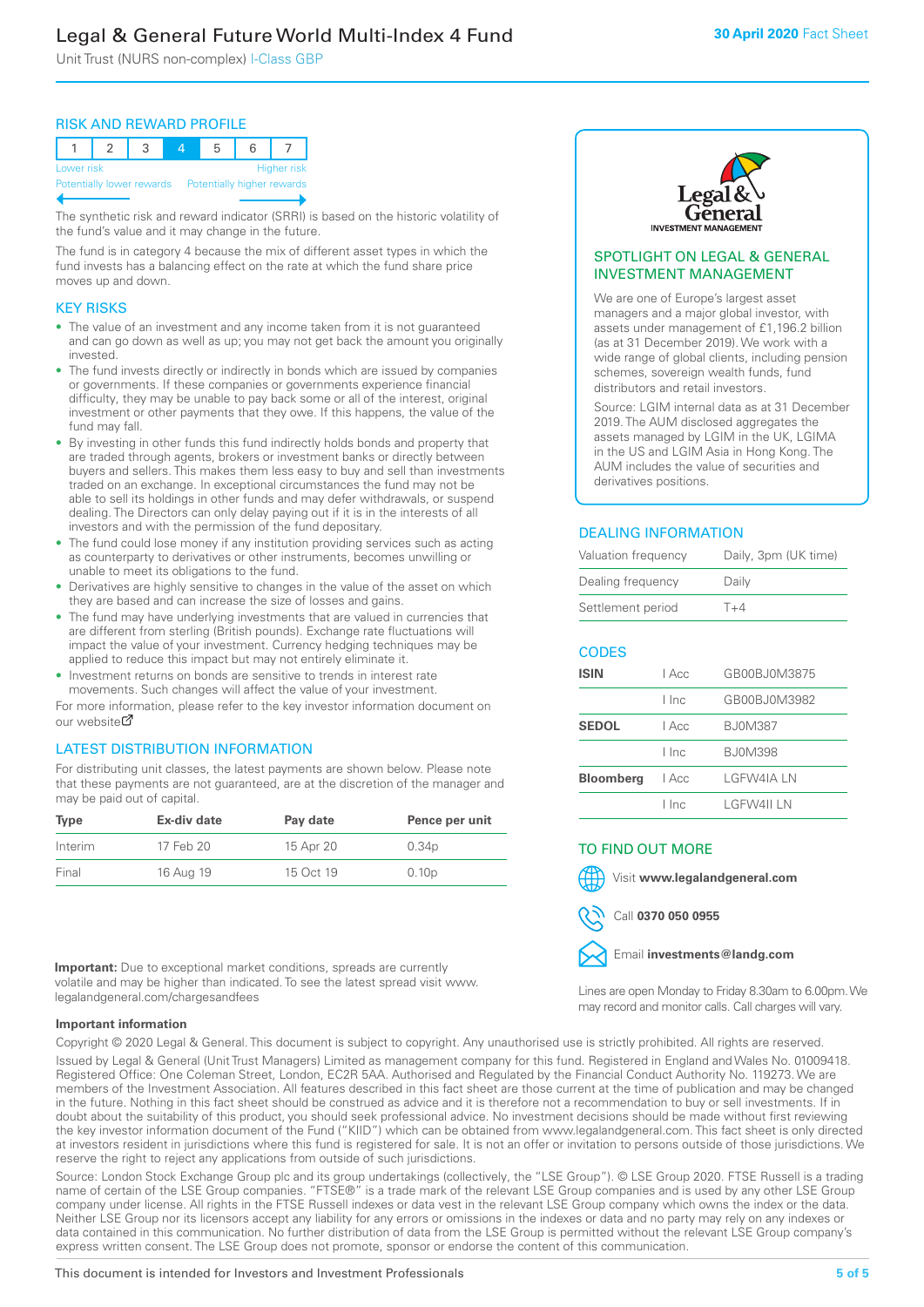# Legal & General Future World Multi-Index 4 Fund

Unit Trust (NURS non-complex) I-Class GBP

30 April 2020 Fact Sheet

## RISK AND REWARD PROFILE

| 1 | 2 | 3 | 4 | 5 | 6 | 7 |
|---|---|---|---|---|---|---|

Lower risk — Higher risk

Potentially lower rewards — Potentially higher rewards

The synthetic risk and reward indicator (SRRI) is based on the historic volatility of the fund's value and it may change in the future.

The fund is in category 4 because the mix of different asset types in which the fund invests has a balancing effect on the rate at which the fund share price moves up and down.

## KEY RISKS

- The value of an investment and any income taken from it is not guaranteed and can go down as well as up; you may not get back the amount you originally invested.
- The fund invests directly or indirectly in bonds which are issued by companies or governments. If these companies or governments experience financial difficulty, they may be unable to pay back some or all of the interest, original investment or other payments that they owe. If this happens, the value of the fund may fall.
- By investing in other funds this fund indirectly holds bonds and property that are traded through agents, brokers or investment banks or directly between buyers and sellers. This makes them less easy to buy and sell than investments traded on an exchange. In exceptional circumstances the fund may not be able to sell its holdings in other funds and may defer withdrawals, or suspend dealing. The Directors can only delay paying out if it is in the interests of all investors and with the permission of the fund depositary.
- The fund could lose money if any institution providing services such as acting as counterparty to derivatives or other instruments, becomes unwilling or unable to meet its obligations to the fund.
- Derivatives are highly sensitive to changes in the value of the asset on which they are based and can increase the size of losses and gains.
- The fund may have underlying investments that are valued in currencies that are different from sterling (British pounds). Exchange rate fluctuations will impact the value of your investment. Currency hedging techniques may be applied to reduce this impact but may not entirely eliminate it.
- Investment returns on bonds are sensitive to trends in interest rate movements. Such changes will affect the value of your investment.

For more information, please refer to the key investor information document on our website

## LATEST DISTRIBUTION INFORMATION

For distributing unit classes, the latest payments are shown below. Please note that these payments are not guaranteed, are at the discretion of the manager and may be paid out of capital.

| Type | Ex-div date | Pay date | Pence per unit |
|---|---|---|---|
| Interim | 17 Feb 20 | 15 Apr 20 | 0.34p |
| Final | 16 Aug 19 | 15 Oct 19 | 0.10p |

**Important:** Due to exceptional market conditions, spreads are currently volatile and may be higher than indicated. To see the latest spread visit www.legalandgeneral.com/chargesandfees

## SPOTLIGHT ON LEGAL & GENERAL INVESTMENT MANAGEMENT

We are one of Europe's largest asset managers and a major global investor, with assets under management of £1,196.2 billion (as at 31 December 2019). We work with a wide range of global clients, including pension schemes, sovereign wealth funds, fund distributors and retail investors.

Source: LGIM internal data as at 31 December 2019. The AUM disclosed aggregates the assets managed by LGIM in the UK, LGIMA in the US and LGIM Asia in Hong Kong. The AUM includes the value of securities and derivatives positions.

## DEALING INFORMATION

| | |
|---|---|
| Valuation frequency | Daily, 3pm (UK time) |
| Dealing frequency | Daily |
| Settlement period | T+4 |

## CODES

| | | |
|---|---|---|
| **ISIN** | I Acc | GB00BJ0M3875 |
| | I Inc | GB00BJ0M3982 |
| **SEDOL** | I Acc | BJ0M387 |
| | I Inc | BJ0M398 |
| **Bloomberg** | I Acc | LGFW4IA LN |
| | I Inc | LGFW4II LN |

## TO FIND OUT MORE

Visit **www.legalandgeneral.com**

Call **0370 050 0955**

Email **investments@landg.com**

Lines are open Monday to Friday 8.30am to 6.00pm. We may record and monitor calls. Call charges will vary.

### Important information

Copyright © 2020 Legal & General. This document is subject to copyright. Any unauthorised use is strictly prohibited. All rights are reserved.

Issued by Legal & General (Unit Trust Managers) Limited as management company for this fund. Registered in England and Wales No. 01009418. Registered Office: One Coleman Street, London, EC2R 5AA. Authorised and Regulated by the Financial Conduct Authority No. 119273. We are members of the Investment Association. All features described in this fact sheet are those current at the time of publication and may be changed in the future. Nothing in this fact sheet should be construed as advice and it is therefore not a recommendation to buy or sell investments. If in doubt about the suitability of this product, you should seek professional advice. No investment decisions should be made without first reviewing the key investor information document of the Fund ("KIID") which can be obtained from www.legalandgeneral.com. This fact sheet is only directed at investors resident in jurisdictions where this fund is registered for sale. It is not an offer or invitation to persons outside of those jurisdictions. We reserve the right to reject any applications from outside of such jurisdictions.

Source: London Stock Exchange Group plc and its group undertakings (collectively, the "LSE Group"). © LSE Group 2020. FTSE Russell is a trading name of certain of the LSE Group companies. "FTSE®" is a trade mark of the relevant LSE Group companies and is used by any other LSE Group company under license. All rights in the FTSE Russell indexes or data vest in the relevant LSE Group company which owns the index or the data. Neither LSE Group nor its licensors accept any liability for any errors or omissions in the indexes or data and no party may rely on any indexes or data contained in this communication. No further distribution of data from the LSE Group is permitted without the relevant LSE Group company's express written consent. The LSE Group does not promote, sponsor or endorse the content of this communication.

This document is intended for Investors and Investment Professionals